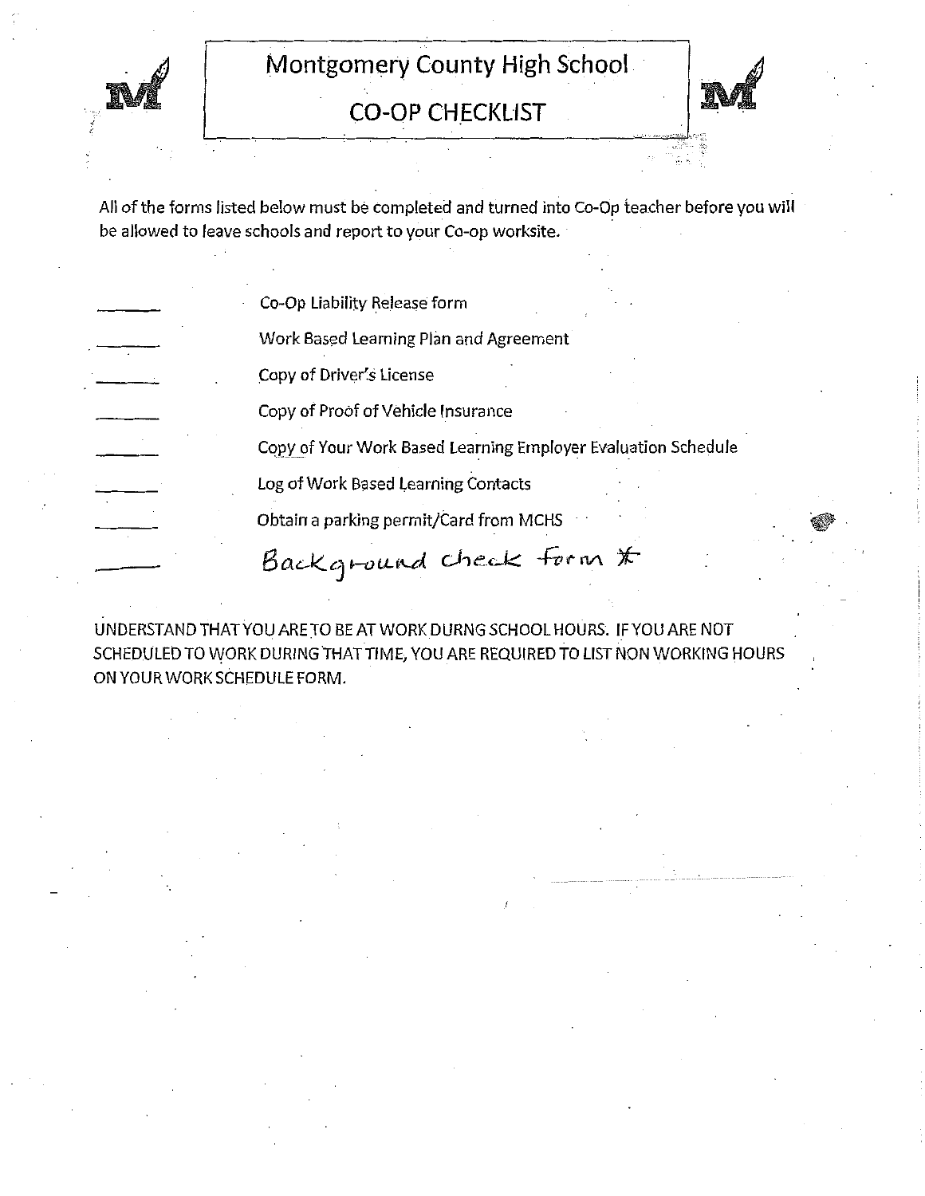# Montgomery County High School

## CO-OP CHECKLIST

All of the forms listed below must be completed and turned into Co-Op teacher before you will be allowed to leave schools and report to your Co-op worksite.

- ______ Co-Op Liability Release form
- ______ Work Based Learning Plan and Agreement
- ______ Copy of Driver's License
- ______ Copy of Proof of Vehicle Insurance
- ______ Copy of Your Work Based Learning Employer Evaluation Schedule
- ______ Log of Work Based Learning Contacts
- ______ Obtain a parking permit/Card from MCHS
- ______ Background check form *

UNDERSTAND THAT YOU ARE TO BE AT WORK DURNG SCHOOL HOURS. IF YOU ARE NOT SCHEDULED TO WORK DURING THAT TIME, YOU ARE REQUIRED TO LIST NON WORKING HOURS ON YOUR WORK SCHEDULE FORM.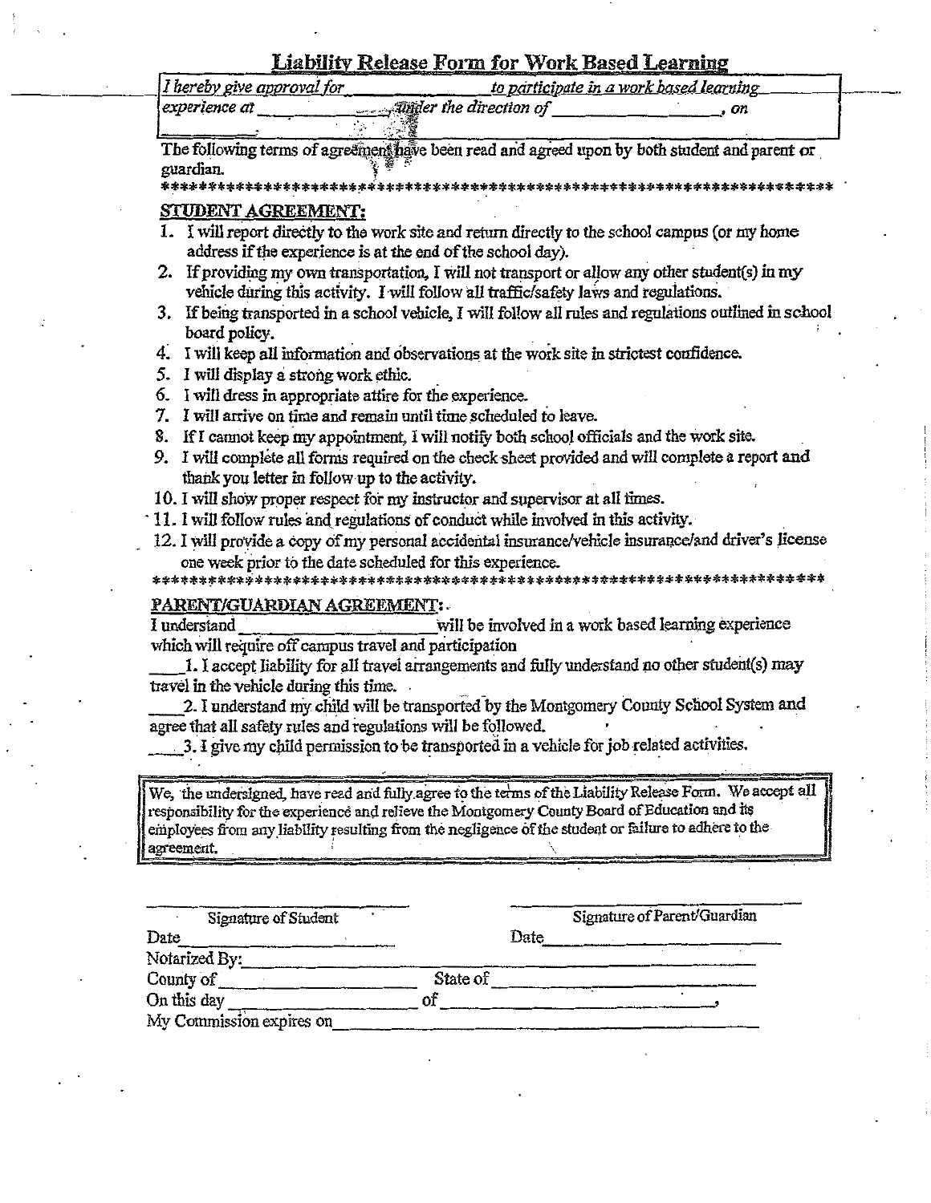## Liability Release Form for Work Based Learning

*I hereby give approval for ____________ to participate in a work based learning experience at ____________ under the direction of ____________, on ____________.*

The following terms of agreement have been read and agreed upon by both student and parent or guardian.

*************************************************************************

**STUDENT AGREEMENT:**

1. I will report directly to the work site and return directly to the school campus (or my home address if the experience is at the end of the school day).
2. If providing my own transportation, I will not transport or allow any other student(s) in my vehicle during this activity. I will follow all traffic/safety laws and regulations.
3. If being transported in a school vehicle, I will follow all rules and regulations outlined in school board policy.
4. I will keep all information and observations at the work site in strictest confidence.
5. I will display a strong work ethic.
6. I will dress in appropriate attire for the experience.
7. I will arrive on time and remain until time scheduled to leave.
8. If I cannot keep my appointment, I will notify both school officials and the work site.
9. I will complete all forms required on the check sheet provided and will complete a report and thank you letter in follow up to the activity.
10. I will show proper respect for my instructor and supervisor at all times.
11. I will follow rules and regulations of conduct while involved in this activity.
12. I will provide a copy of my personal accidental insurance/vehicle insurance/and driver's license one week prior to the date scheduled for this experience.

*************************************************************************

**PARENT/GUARDIAN AGREEMENT:**

I understand ____________ will be involved in a work based learning experience which will require off campus travel and participation

____1. I accept liability for all travel arrangements and fully understand no other student(s) may travel in the vehicle during this time.

____2. I understand my child will be transported by the Montgomery County School System and agree that all safety rules and regulations will be followed.

____3. I give my child permission to be transported in a vehicle for job related activities.

We, the undersigned, have read and fully agree to the terms of the Liability Release Form. We accept all responsibility for the experience and relieve the Montgomery County Board of Education and its employees from any liability resulting from the negligence of the student or failure to adhere to the agreement.

____________________ Signature of Student

Date ____________________

____________________ Signature of Parent/Guardian

Date ____________________

Notarized By: ____________________

County of ____________ State of ____________

On this day ____________ of ____________,

My Commission expires on ____________________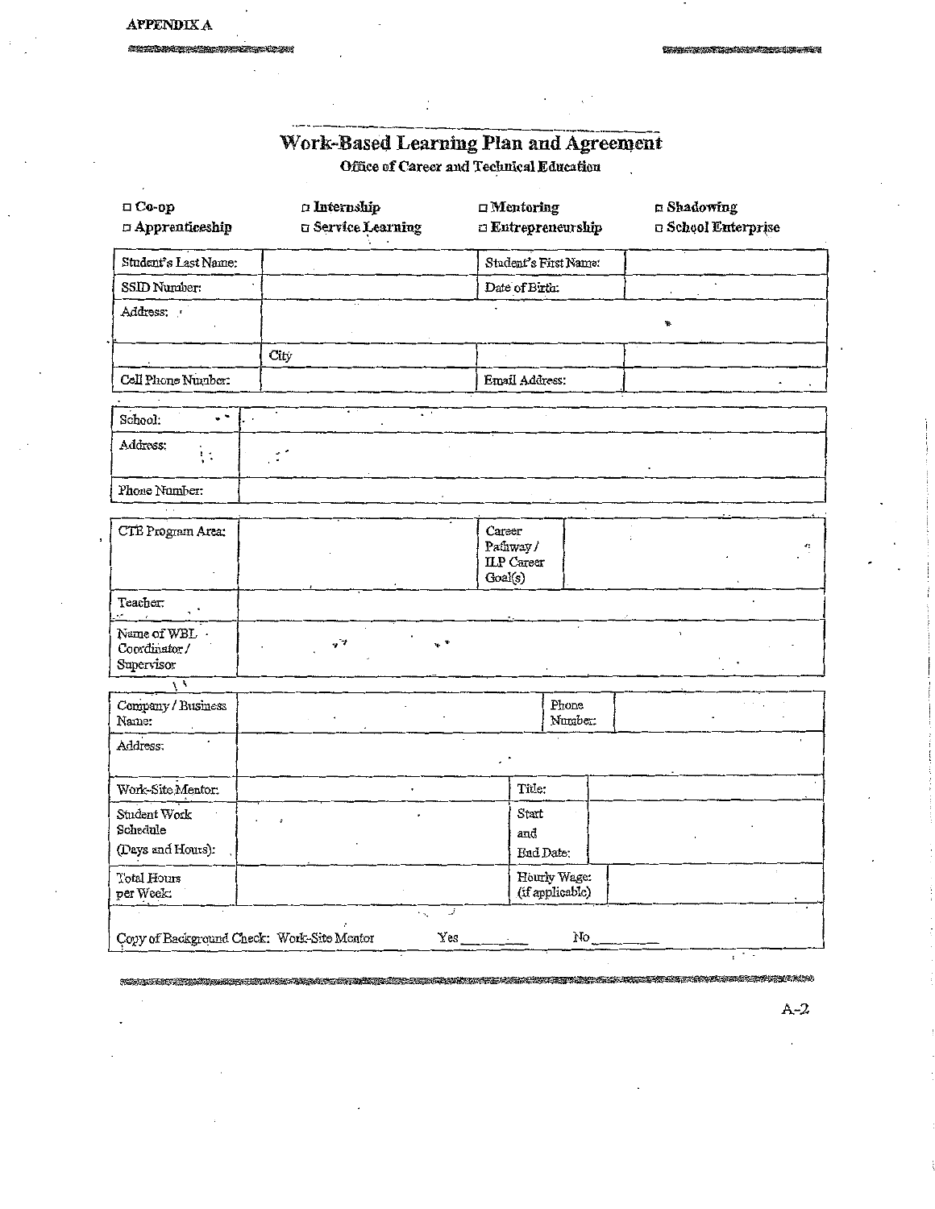APPENDIX A

# Work-Based Learning Plan and Agreement

**Office of Career and Technical Education**

| | | | |
|---|---|---|---|
| **□ Co-op** | **□ Internship** | **□ Mentoring** | **□ Shadowing** |
| **□ Apprenticeship** | **□ Service Learning** | **□ Entrepreneurship** | **□ School Enterprise** |

| | | | |
|---|---|---|---|
| Student's Last Name: | | Student's First Name: | |
| SSID Number: | | Date of Birth: | |
| Address: | | | |
| | City | | |
| Cell Phone Number: | | Email Address: | |

| | |
|---|---|
| School: | |
| Address: | |
| Phone Number: | |

| | | | |
|---|---|---|---|
| CTE Program Area: | | Career Pathway / ILP Career Goal(s) | |
| Teacher: | | | |
| Name of WBL Coordinator / Supervisor | | | |

| | | | |
|---|---|---|---|
| Company / Business Name: | | Phone Number: | |
| Address: | | | |
| Work-Site Mentor: | | Title: | |
| Student Work Schedule (Days and Hours): | | Start and End Date: | |
| Total Hours per Week: | | Hourly Wage: (if applicable) | |

Copy of Background Check: Work-Site Mentor Yes ________ No ________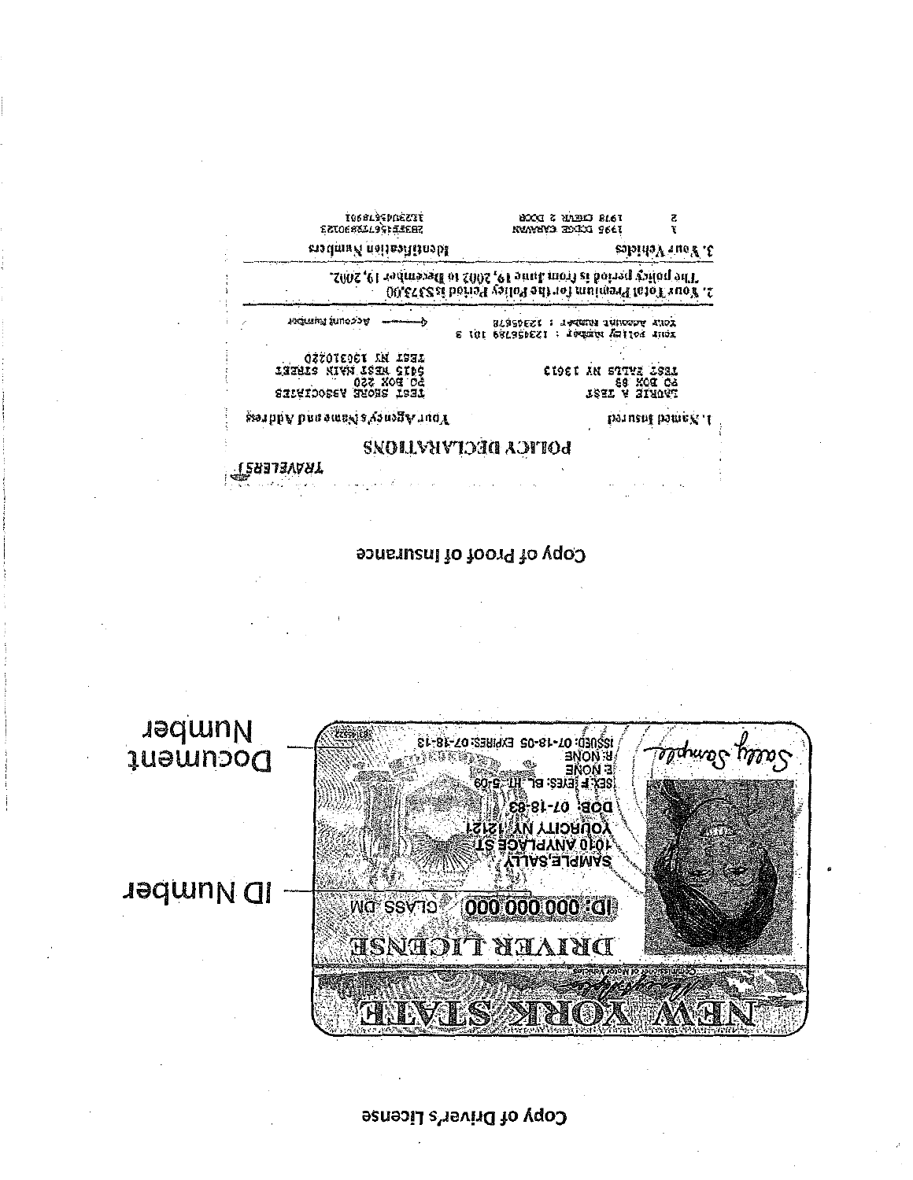## Copy of Proof of Insurance

TRAVELERS

**POLICY DECLARATIONS**

| 1. Named Insured | Your Agency's Name and Address |
|---|---|
| LAURIE A TEST<br>PO BOX 69<br>TEST FALLS NY 13613 | TEST SHORE ASSOCIATES<br>PO BOX 220<br>5415 WEST MAIN STREET<br>TEST NY 136310220 |

Your policy number : 123456789 101 8
Your Account number : 12345678 ← Account Number

2. Your Total Premium for the Policy Period is $373.00
The policy period is from June 19, 2002 to December 19, 2002.

| 3. Your Vehicles | | Identification Numbers |
|---|---|---|
| 1 | 1995 DODGE CARAVAN | 2B3E45T67S8S30123 |
| 2 | 1978 CHEVR 2 DOOR | 1E2340567S8901 |

## Copy of Driver's License

NEW YORK STATE

Commissioner of Motor Vehicles

**DRIVER LICENSE**

ID: 000 000 000 CLASS DM

SAMPLE,SALLY
1010 ANYPLACE ST
YOURCITY NY 12121
DOB: 07-18-83
SEX:F EYES: BL HT: 5-09
E:NONE
R:NONE
ISSUED: 07-18-05 EXPIRES: 07-18-13

Sally Sample

ID Number

Document Number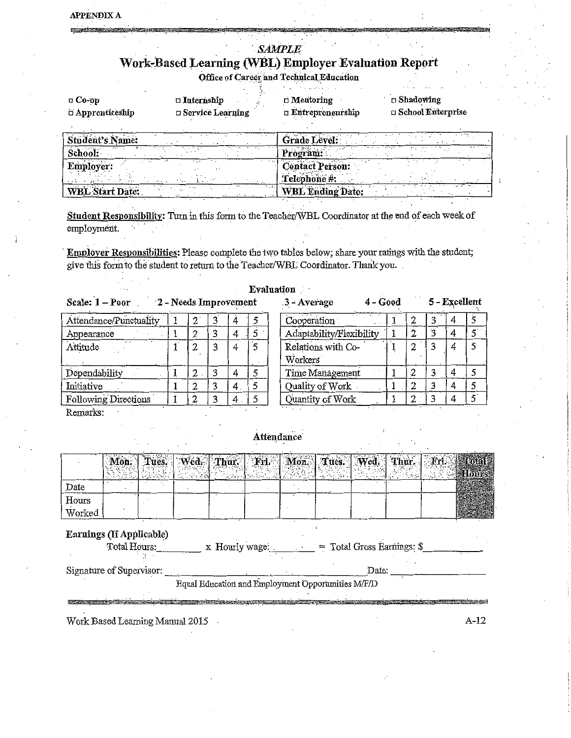APPENDIX A

*SAMPLE*

# Work-Based Learning (WBL) Employer Evaluation Report

**Office of Career and Technical Education**

| | | | |
|---|---|---|---|
| □ Co-op | □ Internship | □ Mentoring | □ Shadowing |
| □ Apprenticeship | □ Service Learning | □ Entrepreneurship | □ School Enterprise |

| | |
|---|---|
| **Student's Name:** | **Grade Level:** |
| **School:** | **Program:** |
| **Employer:** | **Contact Person:** **Telephone #:** |
| **WBL Start Date:** | **WBL Ending Date:** |

**Student Responsibility:** Turn in this form to the Teacher/WBL Coordinator at the end of each week of employment.

**Employer Responsibilities:** Please complete the two tables below; share your ratings with the student; give this form to the student to return to the Teacher/WBL Coordinator. Thank you.

## Evaluation

**Scale: 1 – Poor  2 - Needs Improvement  3 - Average  4 - Good  5 - Excellent**

| | | | | | | | | | | | |
|---|---|---|---|---|---|---|---|---|---|---|---|
| Attendance/Punctuality | 1 | 2 | 3 | 4 | 5 | Cooperation | 1 | 2 | 3 | 4 | 5 |
| Appearance | 1 | 2 | 3 | 4 | 5 | Adaptability/Flexibility | 1 | 2 | 3 | 4 | 5 |
| Attitude | 1 | 2 | 3 | 4 | 5 | Relations with Co-Workers | 1 | 2 | 3 | 4 | 5 |
| Dependability | 1 | 2 | 3 | 4 | 5 | Time Management | 1 | 2 | 3 | 4 | 5 |
| Initiative | 1 | 2 | 3 | 4 | 5 | Quality of Work | 1 | 2 | 3 | 4 | 5 |
| Following Directions | 1 | 2 | 3 | 4 | 5 | Quantity of Work | 1 | 2 | 3 | 4 | 5 |

Remarks:

## Attendance

| | Mon. | Tues. | Wed. | Thur. | Fri. | Mon. | Tues. | Wed. | Thur. | Fri. | Total Hours |
|---|---|---|---|---|---|---|---|---|---|---|---|
| Date | | | | | | | | | | | |
| Hours Worked | | | | | | | | | | | |

**Earnings (If Applicable)**

Total Hours:________ x Hourly wage:________ = Total Gross Earnings: $__________

Signature of Supervisor: ______________________________ Date: ______________

Equal Education and Employment Opportunities M/F/D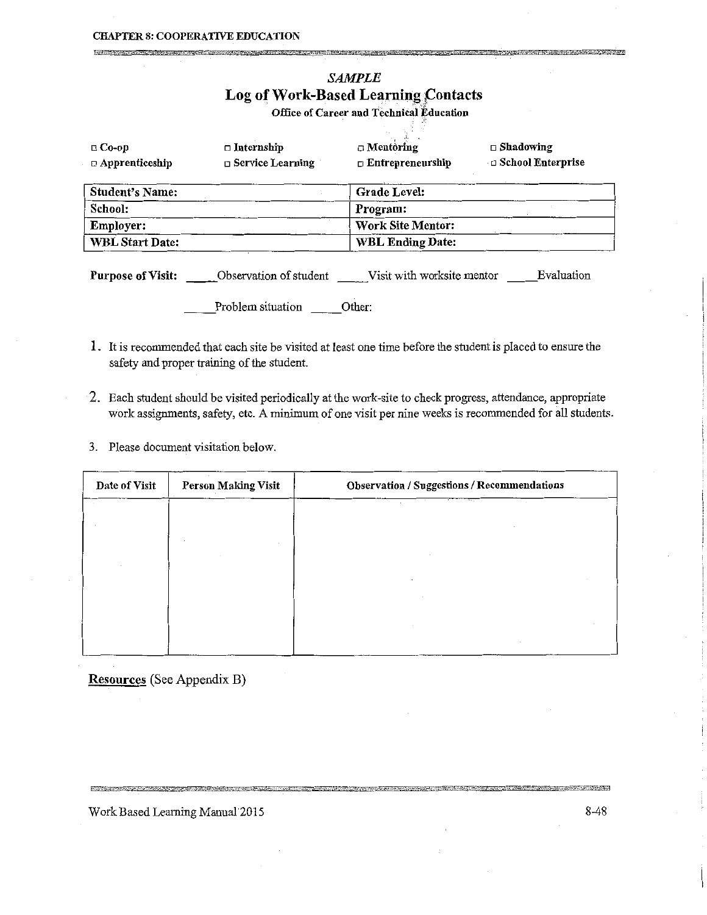*SAMPLE*

# Log of Work-Based Learning Contacts

**Office of Career and Technical Education**

| | | | |
|---|---|---|---|
| □ Co-op | □ Internship | □ Mentoring | □ Shadowing |
| □ Apprenticeship | □ Service Learning | □ Entrepreneurship | □ School Enterprise |

| | |
|---|---|
| **Student's Name:** | **Grade Level:** |
| **School:** | **Program:** |
| **Employer:** | **Work Site Mentor:** |
| **WBL Start Date:** | **WBL Ending Date:** |

**Purpose of Visit:** _____Observation of student _____Visit with worksite mentor _____Evaluation

_____Problem situation _____Other:

1. It is recommended that each site be visited at least one time before the student is placed to ensure the safety and proper training of the student.
2. Each student should be visited periodically at the work-site to check progress, attendance, appropriate work assignments, safety, etc. A minimum of one visit per nine weeks is recommended for all students.
3. Please document visitation below.

| Date of Visit | Person Making Visit | Observation / Suggestions / Recommendations |
|---|---|---|
| | | |

**Resources** (See Appendix B)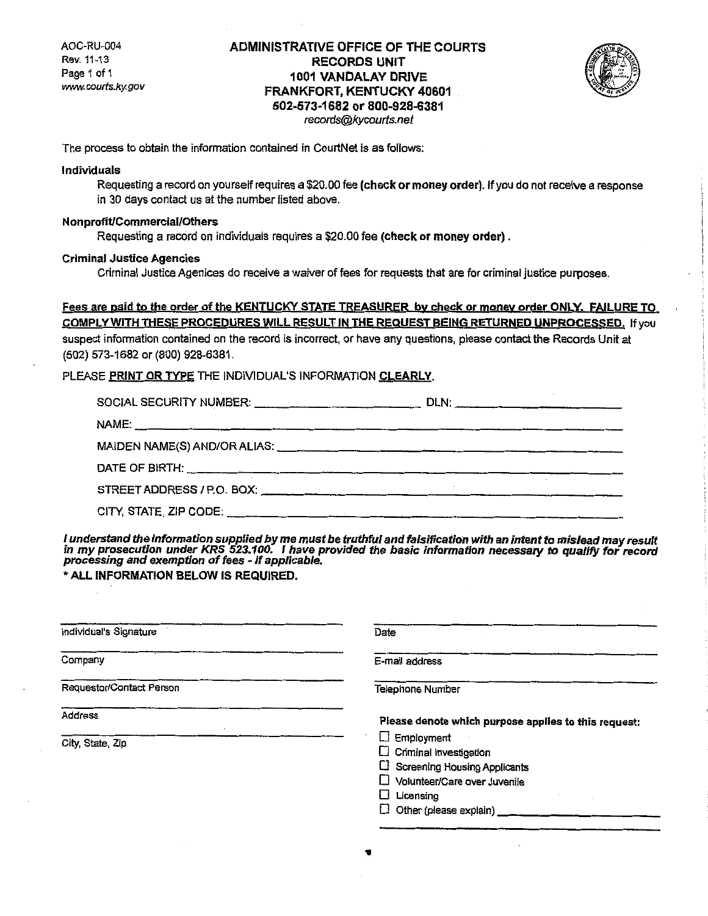AOC-RU-004
Rev. 11-13
www.courts.ky.gov

# ADMINISTRATIVE OFFICE OF THE COURTS
## RECORDS UNIT
## 1001 VANDALAY DRIVE
## FRANKFORT, KENTUCKY 40601
## 502-573-1682 or 800-928-6381

*records@kycourts.net*

The process to obtain the information contained in CourtNet is as follows:

**Individuals**

Requesting a record on yourself requires a $20.00 fee **(check or money order)**. If you do not receive a response in 30 days contact us at the number listed above.

**Nonprofit/Commercial/Others**

Requesting a record on individuals requires a $20.00 fee **(check or money order)**.

**Criminal Justice Agencies**

Criminal Justice Agenices do receive a waiver of fees for requests that are for criminal justice purposes.

**Fees are paid to the order of the KENTUCKY STATE TREASURER by check or money order ONLY. FAILURE TO COMPLY WITH THESE PROCEDURES WILL RESULT IN THE REQUEST BEING RETURNED UNPROCESSED.** If you suspect information contained on the record is incorrect, or have any questions, please contact the Records Unit at (502) 573-1682 or (800) 928-6381.

PLEASE **PRINT OR TYPE** THE INDIVIDUAL'S INFORMATION **CLEARLY**.

SOCIAL SECURITY NUMBER: ______________________ DLN: ______________________

NAME: ______________________________________________

MAIDEN NAME(S) AND/OR ALIAS: ______________________________________________

DATE OF BIRTH: ______________________________________________

STREET ADDRESS / P.O. BOX: ______________________________________________

CITY, STATE, ZIP CODE: ______________________________________________

***I understand the information supplied by me must be truthful and falsification with an intent to mislead may result in my prosecution under KRS 523.100. I have provided the basic information necessary to qualify for record processing and exemption of fees - if applicable.***

**\* ALL INFORMATION BELOW IS REQUIRED.**

______________________ Individual's Signature

______________________ Date

______________________ Company

______________________ E-mail address

______________________ Requestor/Contact Person

______________________ Telephone Number

______________________ Address

______________________ City, State, Zip

**Please denote which purpose applies to this request:**

- ☐ Employment
- ☐ Criminal Investigation
- ☐ Screening Housing Applicants
- ☐ Volunteer/Care over Juvenile
- ☐ Licensing
- ☐ Other (please explain) ______________________